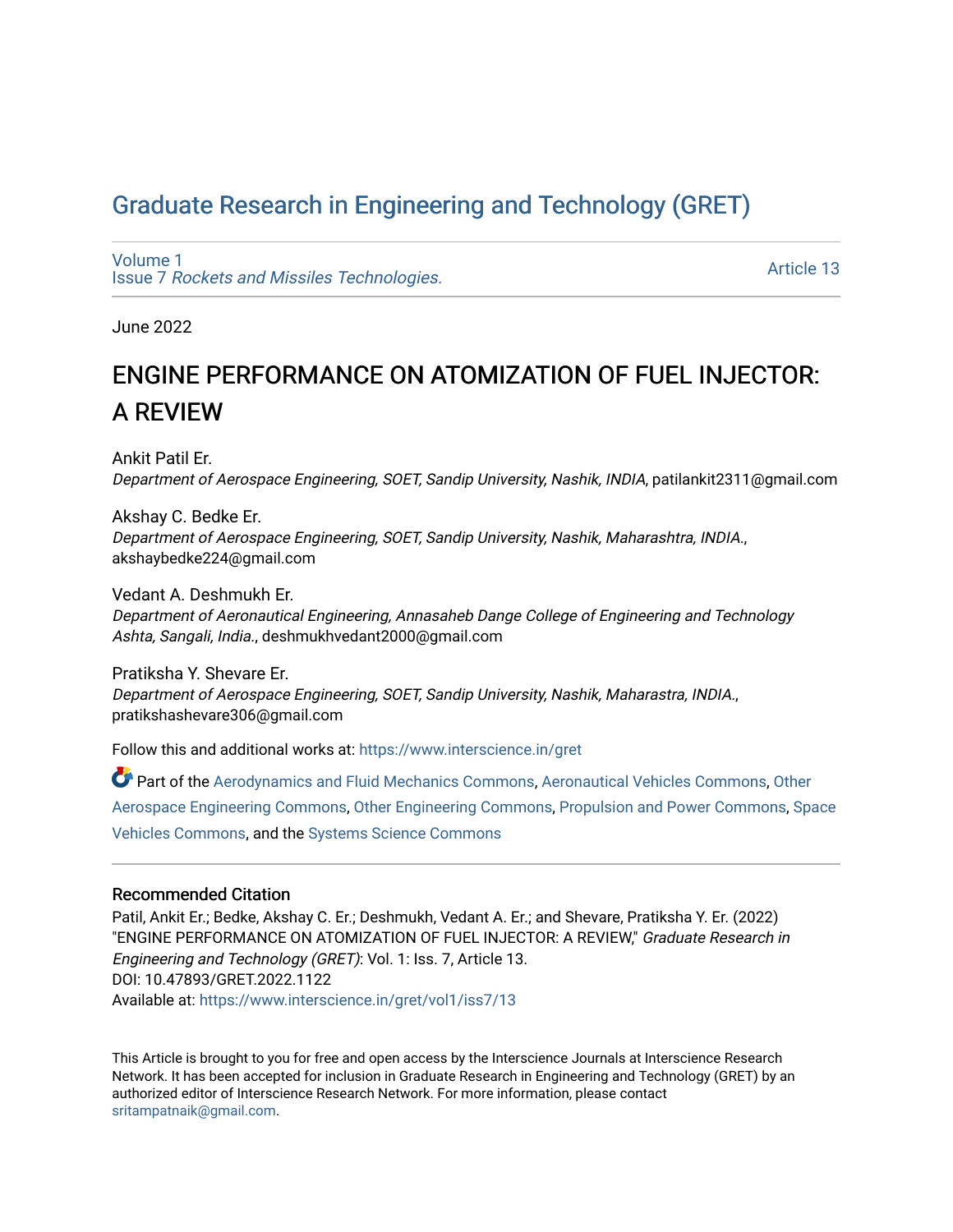# Graduate Research in Engineering and Technology (GRET)

Volume 1
Issue 7 *Rockets and Missiles Technologies.*

Article 13

June 2022

## ENGINE PERFORMANCE ON ATOMIZATION OF FUEL INJECTOR: A REVIEW

Ankit Patil Er.
*Department of Aerospace Engineering, SOET, Sandip University, Nashik, INDIA*, patilankit2311@gmail.com

Akshay C. Bedke Er.
*Department of Aerospace Engineering, SOET, Sandip University, Nashik, Maharashtra, INDIA.*, akshaybedke224@gmail.com

Vedant A. Deshmukh Er.
*Department of Aeronautical Engineering, Annasaheb Dange College of Engineering and Technology Ashta, Sangali, India.*, deshmukhvedant2000@gmail.com

Pratiksha Y. Shevare Er.
*Department of Aerospace Engineering, SOET, Sandip University, Nashik, Maharastra, INDIA.*, pratikshashevare306@gmail.com

Follow this and additional works at: https://www.interscience.in/gret

Part of the Aerodynamics and Fluid Mechanics Commons, Aeronautical Vehicles Commons, Other Aerospace Engineering Commons, Other Engineering Commons, Propulsion and Power Commons, Space Vehicles Commons, and the Systems Science Commons

### Recommended Citation

Patil, Ankit Er.; Bedke, Akshay C. Er.; Deshmukh, Vedant A. Er.; and Shevare, Pratiksha Y. Er. (2022) "ENGINE PERFORMANCE ON ATOMIZATION OF FUEL INJECTOR: A REVIEW," *Graduate Research in Engineering and Technology (GRET)*: Vol. 1: Iss. 7, Article 13.
DOI: 10.47893/GRET.2022.1122
Available at: https://www.interscience.in/gret/vol1/iss7/13

This Article is brought to you for free and open access by the Interscience Journals at Interscience Research Network. It has been accepted for inclusion in Graduate Research in Engineering and Technology (GRET) by an authorized editor of Interscience Research Network. For more information, please contact sritampatnaik@gmail.com.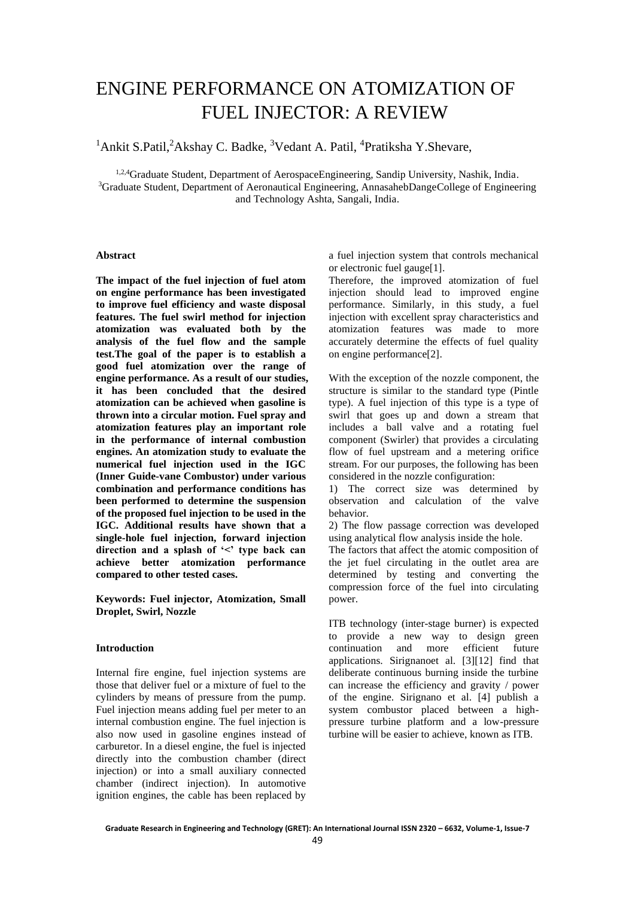# ENGINE PERFORMANCE ON ATOMIZATION OF FUEL INJECTOR: A REVIEW

[1]Ankit S.Patil,[2]Akshay C. Badke, [3]Vedant A. Patil, [4]Pratiksha Y.Shevare,

[1,2,4]Graduate Student, Department of AerospaceEngineering, Sandip University, Nashik, India.
[3]Graduate Student, Department of Aeronautical Engineering, AnnasahebDangeCollege of Engineering and Technology Ashta, Sangali, India.

#### Abstract

**The impact of the fuel injection of fuel atom on engine performance has been investigated to improve fuel efficiency and waste disposal features. The fuel swirl method for injection atomization was evaluated both by the analysis of the fuel flow and the sample test.The goal of the paper is to establish a good fuel atomization over the range of engine performance. As a result of our studies, it has been concluded that the desired atomization can be achieved when gasoline is thrown into a circular motion. Fuel spray and atomization features play an important role in the performance of internal combustion engines. An atomization study to evaluate the numerical fuel injection used in the IGC (Inner Guide-vane Combustor) under various combination and performance conditions has been performed to determine the suspension of the proposed fuel injection to be used in the IGC. Additional results have shown that a single-hole fuel injection, forward injection direction and a splash of '<' type back can achieve better atomization performance compared to other tested cases.**

**Keywords: Fuel injector, Atomization, Small Droplet, Swirl, Nozzle**

#### Introduction

Internal fire engine, fuel injection systems are those that deliver fuel or a mixture of fuel to the cylinders by means of pressure from the pump. Fuel injection means adding fuel per meter to an internal combustion engine. The fuel injection is also now used in gasoline engines instead of carburetor. In a diesel engine, the fuel is injected directly into the combustion chamber (direct injection) or into a small auxiliary connected chamber (indirect injection). In automotive ignition engines, the cable has been replaced by a fuel injection system that controls mechanical or electronic fuel gauge[1].

Therefore, the improved atomization of fuel injection should lead to improved engine performance. Similarly, in this study, a fuel injection with excellent spray characteristics and atomization features was made to more accurately determine the effects of fuel quality on engine performance[2].

With the exception of the nozzle component, the structure is similar to the standard type (Pintle type). A fuel injection of this type is a type of swirl that goes up and down a stream that includes a ball valve and a rotating fuel component (Swirler) that provides a circulating flow of fuel upstream and a metering orifice stream. For our purposes, the following has been considered in the nozzle configuration:

1) The correct size was determined by observation and calculation of the valve behavior.

2) The flow passage correction was developed using analytical flow analysis inside the hole.

The factors that affect the atomic composition of the jet fuel circulating in the outlet area are determined by testing and converting the compression force of the fuel into circulating power.

ITB technology (inter-stage burner) is expected to provide a new way to design green continuation and more efficient future applications. Sirignanoet al. [3][12] find that deliberate continuous burning inside the turbine can increase the efficiency and gravity / power of the engine. Sirignano et al. [4] publish a system combustor placed between a high-pressure turbine platform and a low-pressure turbine will be easier to achieve, known as ITB.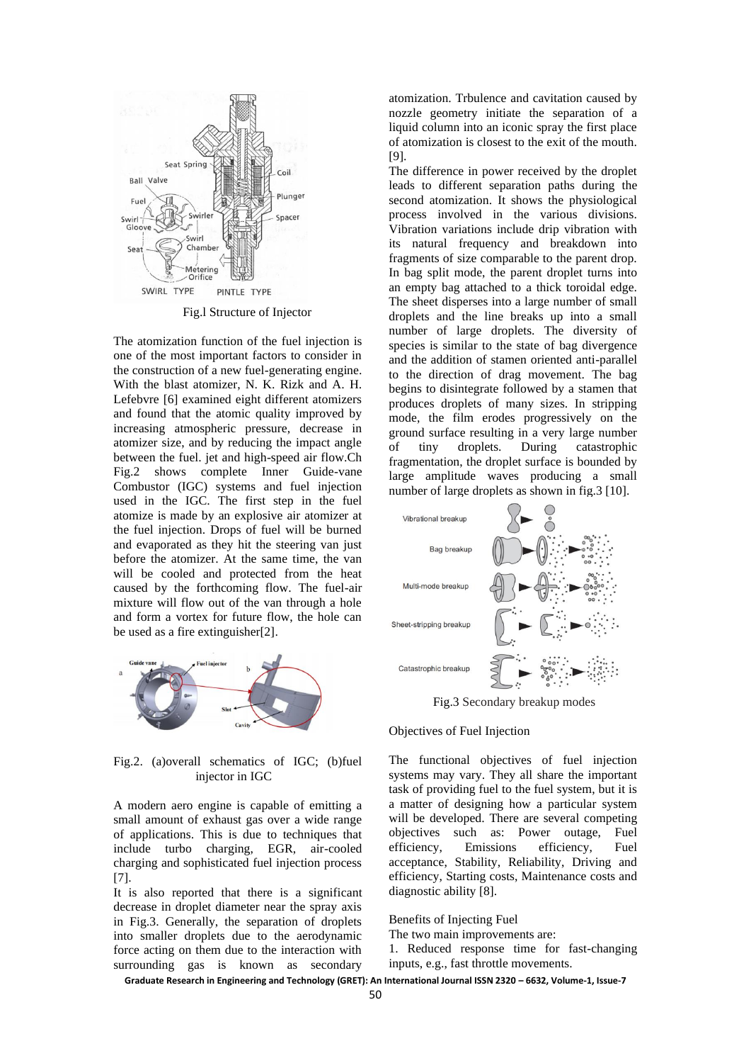Fig.l Structure of Injector

The atomization function of the fuel injection is one of the most important factors to consider in the construction of a new fuel-generating engine. With the blast atomizer, N. K. Rizk and A. H. Lefebvre [6] examined eight different atomizers and found that the atomic quality improved by increasing atmospheric pressure, decrease in atomizer size, and by reducing the impact angle between the fuel. jet and high-speed air flow.Ch Fig.2 shows complete Inner Guide-vane Combustor (IGC) systems and fuel injection used in the IGC. The first step in the fuel atomize is made by an explosive air atomizer at the fuel injection. Drops of fuel will be burned and evaporated as they hit the steering van just before the atomizer. At the same time, the van will be cooled and protected from the heat caused by the forthcoming flow. The fuel-air mixture will flow out of the van through a hole and form a vortex for future flow, the hole can be used as a fire extinguisher[2].

Fig.2. (a)overall schematics of IGC; (b)fuel injector in IGC

A modern aero engine is capable of emitting a small amount of exhaust gas over a wide range of applications. This is due to techniques that include turbo charging, EGR, air-cooled charging and sophisticated fuel injection process [7].

It is also reported that there is a significant decrease in droplet diameter near the spray axis in Fig.3. Generally, the separation of droplets into smaller droplets due to the aerodynamic force acting on them due to the interaction with surrounding gas is known as secondary atomization. Trbulence and cavitation caused by nozzle geometry initiate the separation of a liquid column into an iconic spray the first place of atomization is closest to the exit of the mouth. [9].

The difference in power received by the droplet leads to different separation paths during the second atomization. It shows the physiological process involved in the various divisions. Vibration variations include drip vibration with its natural frequency and breakdown into fragments of size comparable to the parent drop. In bag split mode, the parent droplet turns into an empty bag attached to a thick toroidal edge. The sheet disperses into a large number of small droplets and the line breaks up into a small number of large droplets. The diversity of species is similar to the state of bag divergence and the addition of stamen oriented anti-parallel to the direction of drag movement. The bag begins to disintegrate followed by a stamen that produces droplets of many sizes. In stripping mode, the film erodes progressively on the ground surface resulting in a very large number of tiny droplets. During catastrophic fragmentation, the droplet surface is bounded by large amplitude waves producing a small number of large droplets as shown in fig.3 [10].

Fig.3 Secondary breakup modes

Objectives of Fuel Injection

The functional objectives of fuel injection systems may vary. They all share the important task of providing fuel to the fuel system, but it is a matter of designing how a particular system will be developed. There are several competing objectives such as: Power outage, Fuel efficiency, Emissions efficiency, Fuel acceptance, Stability, Reliability, Driving and efficiency, Starting costs, Maintenance costs and diagnostic ability [8].

Benefits of Injecting Fuel

The two main improvements are:

1. Reduced response time for fast-changing inputs, e.g., fast throttle movements.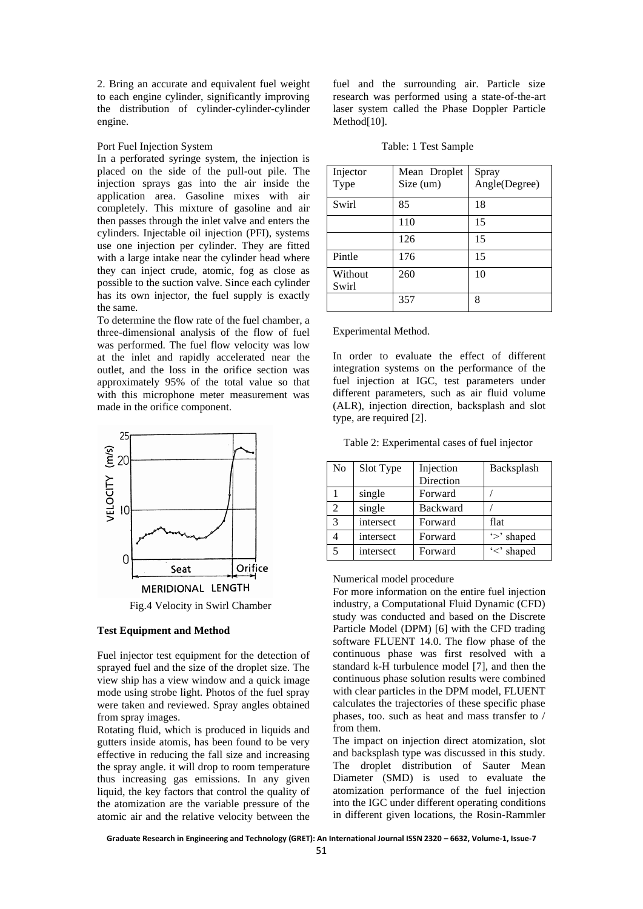2. Bring an accurate and equivalent fuel weight to each engine cylinder, significantly improving the distribution of cylinder-cylinder-cylinder engine.

Port Fuel Injection System

In a perforated syringe system, the injection is placed on the side of the pull-out pile. The injection sprays gas into the air inside the application area. Gasoline mixes with air completely. This mixture of gasoline and air then passes through the inlet valve and enters the cylinders. Injectable oil injection (PFI), systems use one injection per cylinder. They are fitted with a large intake near the cylinder head where they can inject crude, atomic, fog as close as possible to the suction valve. Since each cylinder has its own injector, the fuel supply is exactly the same.

To determine the flow rate of the fuel chamber, a three-dimensional analysis of the flow of fuel was performed. The fuel flow velocity was low at the inlet and rapidly accelerated near the outlet, and the loss in the orifice section was approximately 95% of the total value so that with this microphone meter measurement was made in the orifice component.

Fig.4 Velocity in Swirl Chamber

**Test Equipment and Method**

Fuel injector test equipment for the detection of sprayed fuel and the size of the droplet size. The view ship has a view window and a quick image mode using strobe light. Photos of the fuel spray were taken and reviewed. Spray angles obtained from spray images.

Rotating fluid, which is produced in liquids and gutters inside atomis, has been found to be very effective in reducing the fall size and increasing the spray angle. it will drop to room temperature thus increasing gas emissions. In any given liquid, the key factors that control the quality of the atomization are the variable pressure of the atomic air and the relative velocity between the fuel and the surrounding air. Particle size research was performed using a state-of-the-art laser system called the Phase Doppler Particle Method[10].

Table: 1 Test Sample

| Injector Type | Mean Droplet Size (um) | Spray Angle(Degree) |
|---|---|---|
| Swirl | 85 | 18 |
| | 110 | 15 |
| | 126 | 15 |
| Pintle | 176 | 15 |
| Without Swirl | 260 | 10 |
| | 357 | 8 |

Experimental Method.

In order to evaluate the effect of different integration systems on the performance of the fuel injection at IGC, test parameters under different parameters, such as air fluid volume (ALR), injection direction, backsplash and slot type, are required [2].

Table 2: Experimental cases of fuel injector

| No | Slot Type | Injection Direction | Backsplash |
|---|---|---|---|
| 1 | single | Forward | / |
| 2 | single | Backward | / |
| 3 | intersect | Forward | flat |
| 4 | intersect | Forward | '>' shaped |
| 5 | intersect | Forward | '<' shaped |

Numerical model procedure

For more information on the entire fuel injection industry, a Computational Fluid Dynamic (CFD) study was conducted and based on the Discrete Particle Model (DPM) [6] with the CFD trading software FLUENT 14.0. The flow phase of the continuous phase was first resolved with a standard k-H turbulence model [7], and then the continuous phase solution results were combined with clear particles in the DPM model, FLUENT calculates the trajectories of these specific phase phases, too. such as heat and mass transfer to / from them.

The impact on injection direct atomization, slot and backsplash type was discussed in this study. The droplet distribution of Sauter Mean Diameter (SMD) is used to evaluate the atomization performance of the fuel injection into the IGC under different operating conditions in different given locations, the Rosin-Rammler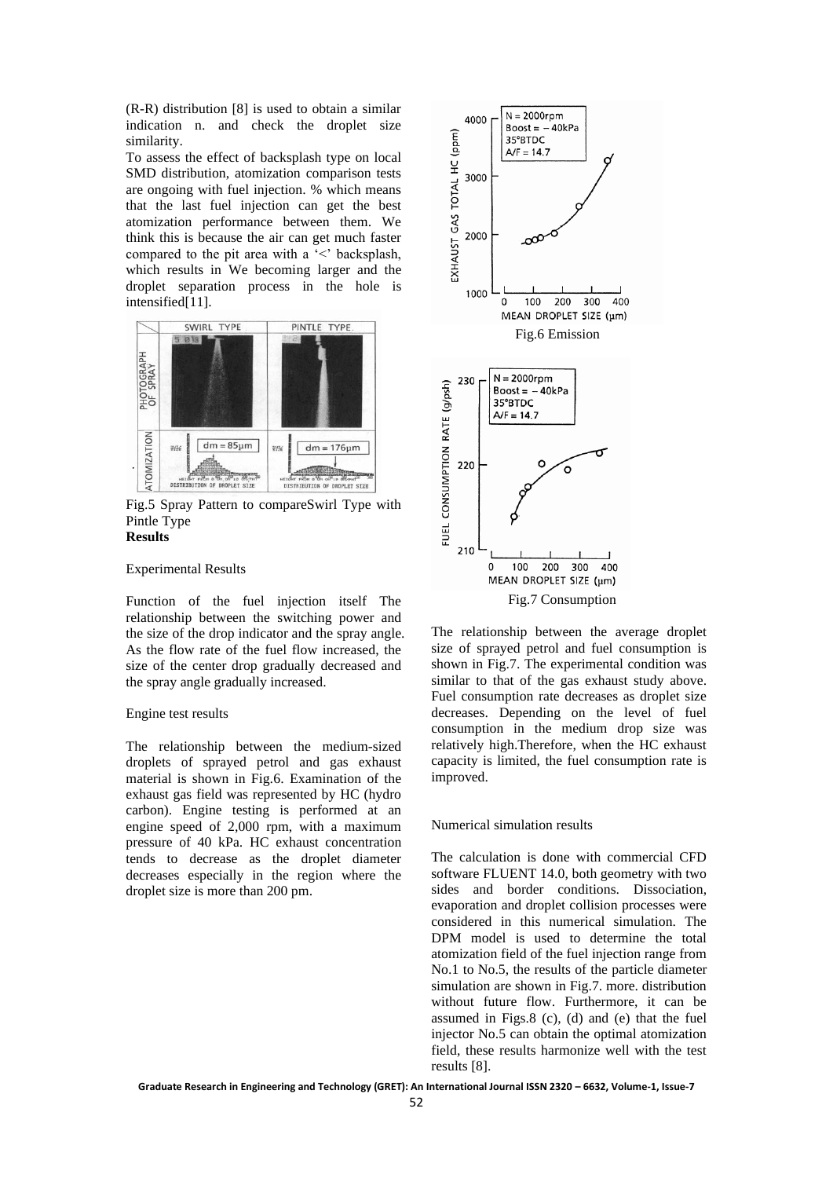(R-R) distribution [8] is used to obtain a similar indication n. and check the droplet size similarity.

To assess the effect of backsplash type on local SMD distribution, atomization comparison tests are ongoing with fuel injection. % which means that the last fuel injection can get the best atomization performance between them. We think this is because the air can get much faster compared to the pit area with a '<' backsplash, which results in We becoming larger and the droplet separation process in the hole is intensified[11].

Fig.5 Spray Pattern to compareSwirl Type with Pintle Type

**Results**

Experimental Results

Function of the fuel injection itself The relationship between the switching power and the size of the drop indicator and the spray angle. As the flow rate of the fuel flow increased, the size of the center drop gradually decreased and the spray angle gradually increased.

Engine test results

The relationship between the medium-sized droplets of sprayed petrol and gas exhaust material is shown in Fig.6. Examination of the exhaust gas field was represented by HC (hydro carbon). Engine testing is performed at an engine speed of 2,000 rpm, with a maximum pressure of 40 kPa. HC exhaust concentration tends to decrease as the droplet diameter decreases especially in the region where the droplet size is more than 200 pm.

Fig.6 Emission

Fig.7 Consumption

The relationship between the average droplet size of sprayed petrol and fuel consumption is shown in Fig.7. The experimental condition was similar to that of the gas exhaust study above. Fuel consumption rate decreases as droplet size decreases. Depending on the level of fuel consumption in the medium drop size was relatively high.Therefore, when the HC exhaust capacity is limited, the fuel consumption rate is improved.

Numerical simulation results

The calculation is done with commercial CFD software FLUENT 14.0, both geometry with two sides and border conditions. Dissociation, evaporation and droplet collision processes were considered in this numerical simulation. The DPM model is used to determine the total atomization field of the fuel injection range from No.1 to No.5, the results of the particle diameter simulation are shown in Fig.7. more. distribution without future flow. Furthermore, it can be assumed in Figs.8 (c), (d) and (e) that the fuel injector No.5 can obtain the optimal atomization field, these results harmonize well with the test results [8].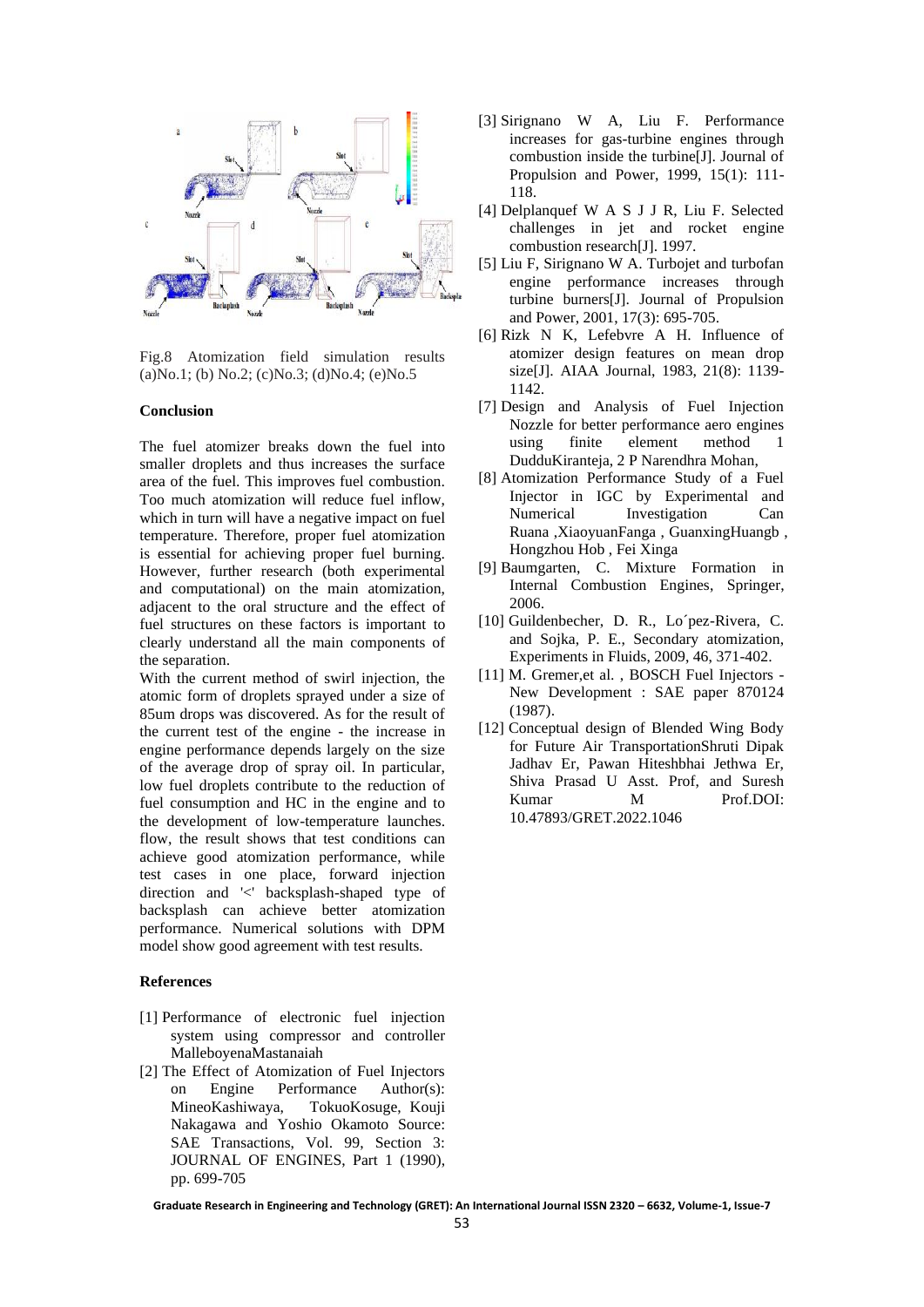a b Slot Slot Nozzle Nozzle c d e Slot Slot Slot Backsplash Backsplash Backspla Nozzle Nozzle Nozzle

Fig.8 Atomization field simulation results (a)No.1; (b) No.2; (c)No.3; (d)No.4; (e)No.5

## Conclusion

The fuel atomizer breaks down the fuel into smaller droplets and thus increases the surface area of the fuel. This improves fuel combustion. Too much atomization will reduce fuel inflow, which in turn will have a negative impact on fuel temperature. Therefore, proper fuel atomization is essential for achieving proper fuel burning. However, further research (both experimental and computational) on the main atomization, adjacent to the oral structure and the effect of fuel structures on these factors is important to clearly understand all the main components of the separation.

With the current method of swirl injection, the atomic form of droplets sprayed under a size of 85um drops was discovered. As for the result of the current test of the engine - the increase in engine performance depends largely on the size of the average drop of spray oil. In particular, low fuel droplets contribute to the reduction of fuel consumption and HC in the engine and to the development of low-temperature launches. flow, the result shows that test conditions can achieve good atomization performance, while test cases in one place, forward injection direction and '<' backsplash-shaped type of backsplash can achieve better atomization performance. Numerical solutions with DPM model show good agreement with test results.

## References

[1] Performance of electronic fuel injection system using compressor and controller MalleboyenaMastanaiah

[2] The Effect of Atomization of Fuel Injectors on Engine Performance Author(s): MineoKashiwaya, TokuoKosuge, Kouji Nakagawa and Yoshio Okamoto Source: SAE Transactions, Vol. 99, Section 3: JOURNAL OF ENGINES, Part 1 (1990), pp. 699-705

[3] Sirignano W A, Liu F. Performance increases for gas-turbine engines through combustion inside the turbine[J]. Journal of Propulsion and Power, 1999, 15(1): 111-118.

[4] Delplanquef W A S J J R, Liu F. Selected challenges in jet and rocket engine combustion research[J]. 1997.

[5] Liu F, Sirignano W A. Turbojet and turbofan engine performance increases through turbine burners[J]. Journal of Propulsion and Power, 2001, 17(3): 695-705.

[6] Rizk N K, Lefebvre A H. Influence of atomizer design features on mean drop size[J]. AIAA Journal, 1983, 21(8): 1139-1142.

[7] Design and Analysis of Fuel Injection Nozzle for better performance aero engines using finite element method 1 DudduKiranteja, 2 P Narendhra Mohan,

[8] Atomization Performance Study of a Fuel Injector in IGC by Experimental and Numerical Investigation Can Ruana ,XiaoyuanFanga , GuanxingHuangb , Hongzhou Hob , Fei Xinga

[9] Baumgarten, C. Mixture Formation in Internal Combustion Engines, Springer, 2006.

[10] Guildenbecher, D. R., Lo´pez-Rivera, C. and Sojka, P. E., Secondary atomization, Experiments in Fluids, 2009, 46, 371-402.

[11] M. Gremer,et al. , BOSCH Fuel Injectors - New Development : SAE paper 870124 (1987).

[12] Conceptual design of Blended Wing Body for Future Air TransportationShruti Dipak Jadhav Er, Pawan Hiteshbhai Jethwa Er, Shiva Prasad U Asst. Prof, and Suresh Kumar M Prof.DOI: 10.47893/GRET.2022.1046